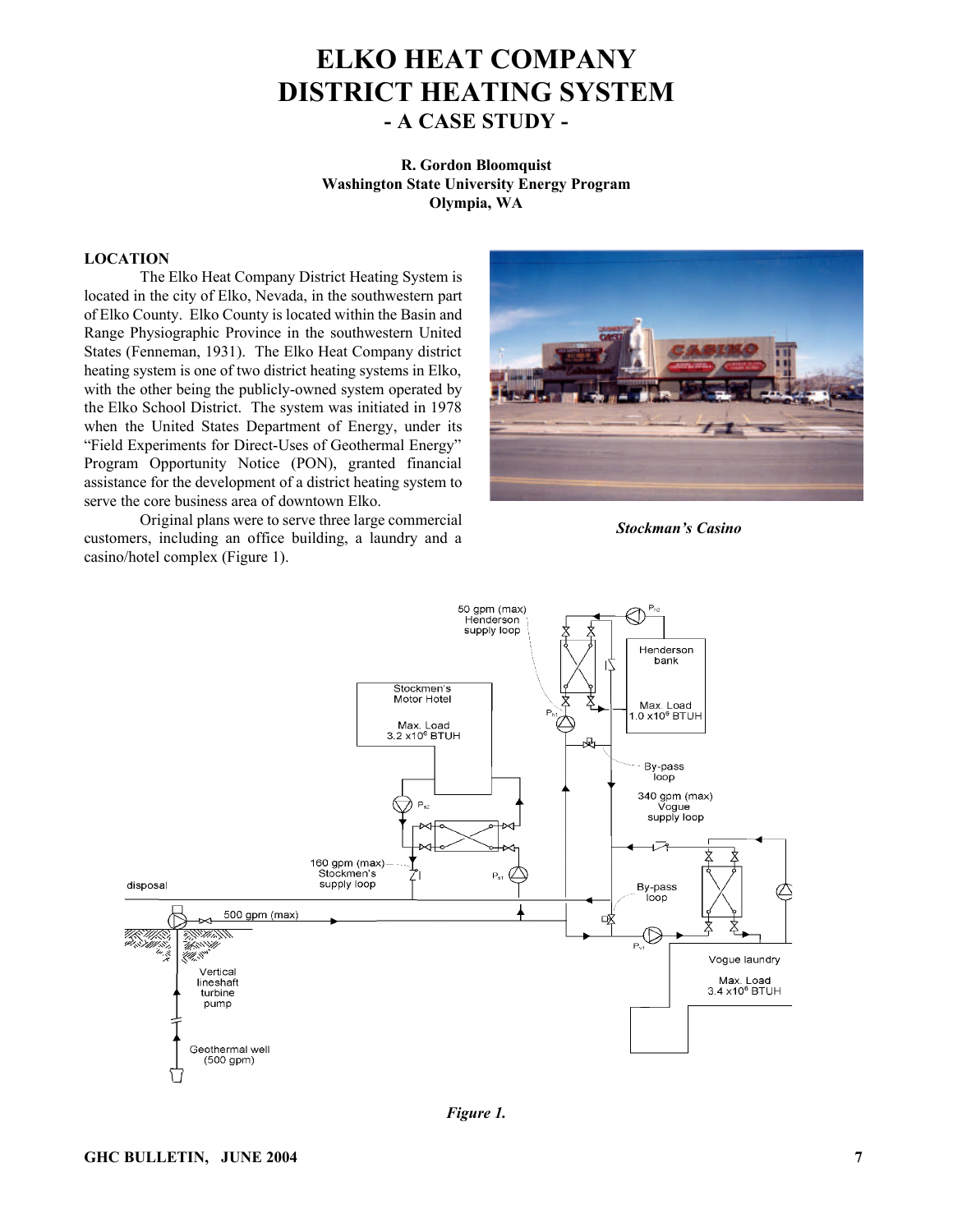# ELKO HEAT COMPANY DISTRICT HEATING SYSTEM - A CASE STUDY -

**R. Gordon Bloomquist**
**Washington State University Energy Program**
**Olympia, WA**

## LOCATION

The Elko Heat Company District Heating System is located in the city of Elko, Nevada, in the southwestern part of Elko County. Elko County is located within the Basin and Range Physiographic Province in the southwestern United States (Fenneman, 1931). The Elko Heat Company district heating system is one of two district heating systems in Elko, with the other being the publicly-owned system operated by the Elko School District. The system was initiated in 1978 when the United States Department of Energy, under its "Field Experiments for Direct-Uses of Geothermal Energy" Program Opportunity Notice (PON), granted financial assistance for the development of a district heating system to serve the core business area of downtown Elko.

Original plans were to serve three large commercial customers, including an office building, a laundry and a casino/hotel complex (Figure 1).

*Stockman's Casino*

*Figure 1.*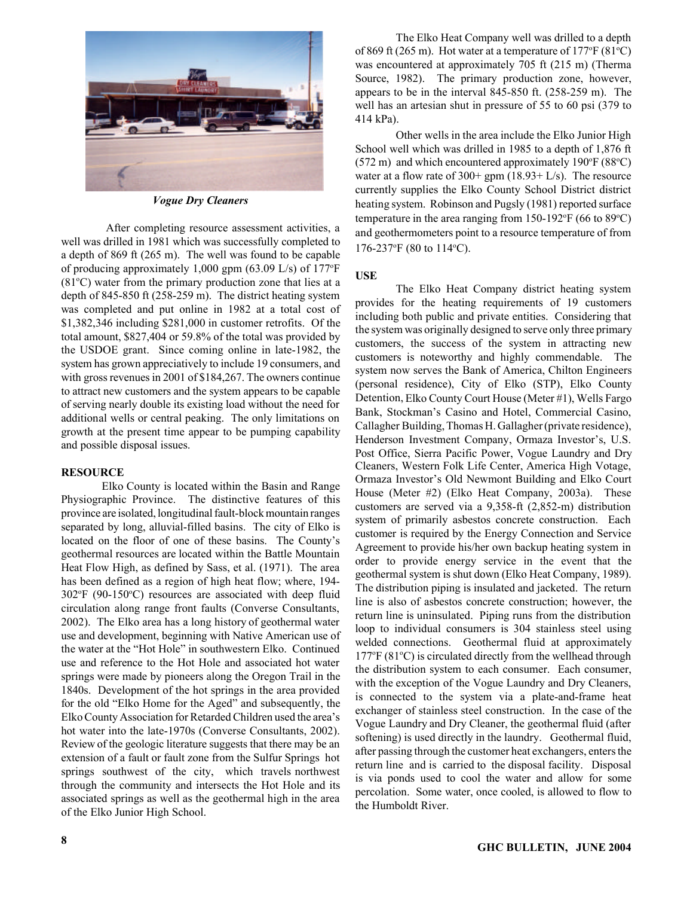*Vogue Dry Cleaners*

After completing resource assessment activities, a well was drilled in 1981 which was successfully completed to a depth of 869 ft (265 m). The well was found to be capable of producing approximately 1,000 gpm (63.09 L/s) of 177°F (81°C) water from the primary production zone that lies at a depth of 845-850 ft (258-259 m). The district heating system was completed and put online in 1982 at a total cost of $1,382,346 including $281,000 in customer retrofits. Of the total amount, $827,404 or 59.8% of the total was provided by the USDOE grant. Since coming online in late-1982, the system has grown appreciatively to include 19 consumers, and with gross revenues in 2001 of $184,267. The owners continue to attract new customers and the system appears to be capable of serving nearly double its existing load without the need for additional wells or central peaking. The only limitations on growth at the present time appear to be pumping capability and possible disposal issues.

## RESOURCE

Elko County is located within the Basin and Range Physiographic Province. The distinctive features of this province are isolated, longitudinal fault-block mountain ranges separated by long, alluvial-filled basins. The city of Elko is located on the floor of one of these basins. The County's geothermal resources are located within the Battle Mountain Heat Flow High, as defined by Sass, et al. (1971). The area has been defined as a region of high heat flow; where, 194-302°F (90-150°C) resources are associated with deep fluid circulation along range front faults (Converse Consultants, 2002). The Elko area has a long history of geothermal water use and development, beginning with Native American use of the water at the "Hot Hole" in southwestern Elko. Continued use and reference to the Hot Hole and associated hot water springs were made by pioneers along the Oregon Trail in the 1840s. Development of the hot springs in the area provided for the old "Elko Home for the Aged" and subsequently, the Elko County Association for Retarded Children used the area's hot water into the late-1970s (Converse Consultants, 2002). Review of the geologic literature suggests that there may be an extension of a fault or fault zone from the Sulfur Springs hot springs southwest of the city, which travels northwest through the community and intersects the Hot Hole and its associated springs as well as the geothermal high in the area of the Elko Junior High School.

The Elko Heat Company well was drilled to a depth of 869 ft (265 m). Hot water at a temperature of 177°F (81°C) was encountered at approximately 705 ft (215 m) (Therma Source, 1982). The primary production zone, however, appears to be in the interval 845-850 ft. (258-259 m). The well has an artesian shut in pressure of 55 to 60 psi (379 to 414 kPa).

Other wells in the area include the Elko Junior High School well which was drilled in 1985 to a depth of 1,876 ft (572 m) and which encountered approximately 190°F (88°C) water at a flow rate of 300+ gpm (18.93+ L/s). The resource currently supplies the Elko County School District district heating system. Robinson and Pugsly (1981) reported surface temperature in the area ranging from 150-192°F (66 to 89°C) and geothermometers point to a resource temperature of from 176-237°F (80 to 114°C).

## USE

The Elko Heat Company district heating system provides for the heating requirements of 19 customers including both public and private entities. Considering that the system was originally designed to serve only three primary customers, the success of the system in attracting new customers is noteworthy and highly commendable. The system now serves the Bank of America, Chilton Engineers (personal residence), City of Elko (STP), Elko County Detention, Elko County Court House (Meter #1), Wells Fargo Bank, Stockman's Casino and Hotel, Commercial Casino, Callagher Building, Thomas H. Gallagher (private residence), Henderson Investment Company, Ormaza Investor's, U.S. Post Office, Sierra Pacific Power, Vogue Laundry and Dry Cleaners, Western Folk Life Center, America High Votage, Ormaza Investor's Old Newmont Building and Elko Court House (Meter #2) (Elko Heat Company, 2003a). These customers are served via a 9,358-ft (2,852-m) distribution system of primarily asbestos concrete construction. Each customer is required by the Energy Connection and Service Agreement to provide his/her own backup heating system in order to provide energy service in the event that the geothermal system is shut down (Elko Heat Company, 1989). The distribution piping is insulated and jacketed. The return line is also of asbestos concrete construction; however, the return line is uninsulated. Piping runs from the distribution loop to individual consumers is 304 stainless steel using welded connections. Geothermal fluid at approximately 177°F (81°C) is circulated directly from the wellhead through the distribution system to each consumer. Each consumer, with the exception of the Vogue Laundry and Dry Cleaners, is connected to the system via a plate-and-frame heat exchanger of stainless steel construction. In the case of the Vogue Laundry and Dry Cleaner, the geothermal fluid (after softening) is used directly in the laundry. Geothermal fluid, after passing through the customer heat exchangers, enters the return line and is carried to the disposal facility. Disposal is via ponds used to cool the water and allow for some percolation. Some water, once cooled, is allowed to flow to the Humboldt River.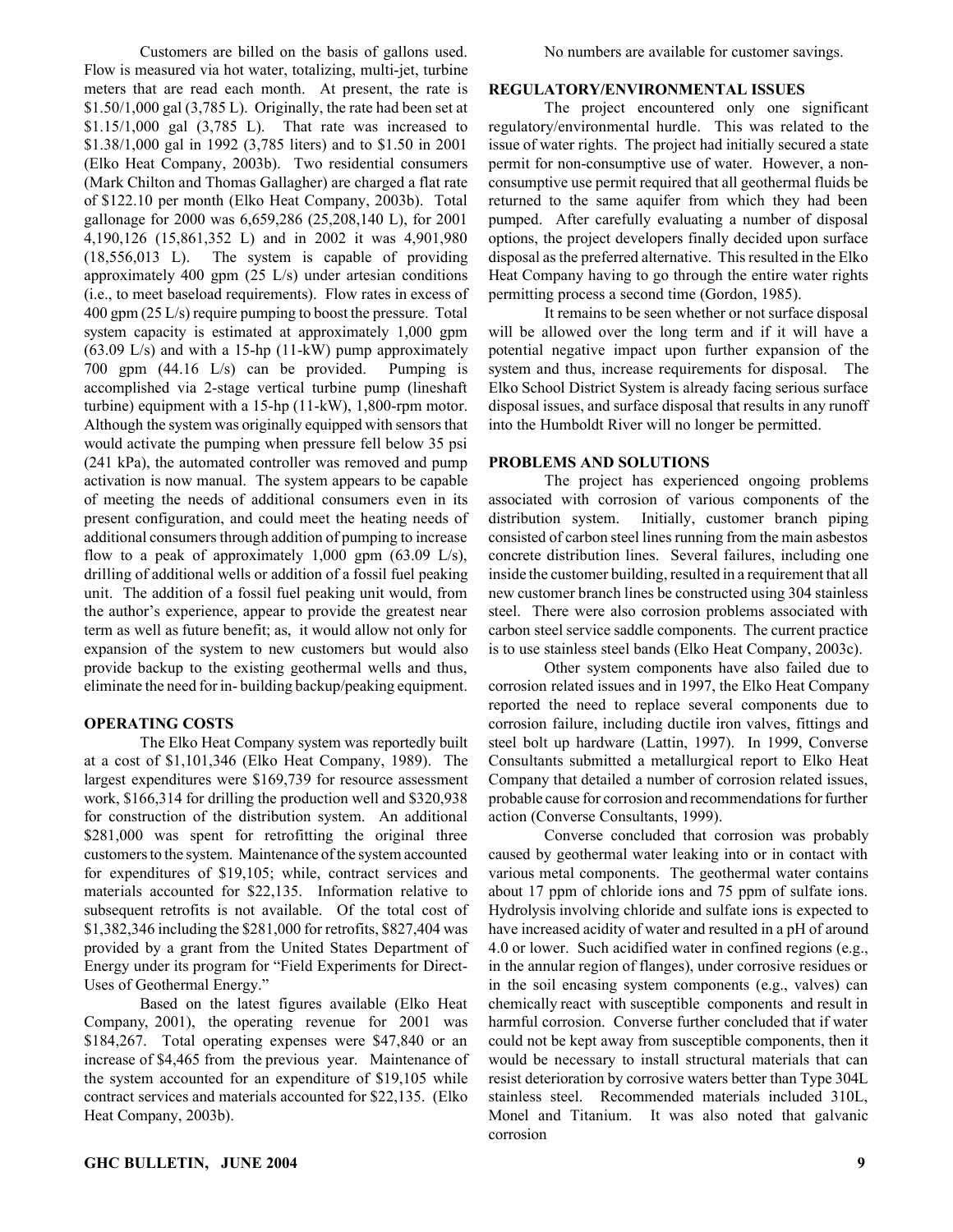Customers are billed on the basis of gallons used. Flow is measured via hot water, totalizing, multi-jet, turbine meters that are read each month. At present, the rate is $1.50/1,000 gal (3,785 L). Originally, the rate had been set at $1.15/1,000 gal (3,785 L). That rate was increased to $1.38/1,000 gal in 1992 (3,785 liters) and to $1.50 in 2001 (Elko Heat Company, 2003b). Two residential consumers (Mark Chilton and Thomas Gallagher) are charged a flat rate of $122.10 per month (Elko Heat Company, 2003b). Total gallonage for 2000 was 6,659,286 (25,208,140 L), for 2001 4,190,126 (15,861,352 L) and in 2002 it was 4,901,980 (18,556,013 L). The system is capable of providing approximately 400 gpm (25 L/s) under artesian conditions (i.e., to meet baseload requirements). Flow rates in excess of 400 gpm (25 L/s) require pumping to boost the pressure. Total system capacity is estimated at approximately 1,000 gpm (63.09 L/s) and with a 15-hp (11-kW) pump approximately 700 gpm (44.16 L/s) can be provided. Pumping is accomplished via 2-stage vertical turbine pump (lineshaft turbine) equipment with a 15-hp (11-kW), 1,800-rpm motor. Although the system was originally equipped with sensors that would activate the pumping when pressure fell below 35 psi (241 kPa), the automated controller was removed and pump activation is now manual. The system appears to be capable of meeting the needs of additional consumers even in its present configuration, and could meet the heating needs of additional consumers through addition of pumping to increase flow to a peak of approximately 1,000 gpm (63.09 L/s), drilling of additional wells or addition of a fossil fuel peaking unit. The addition of a fossil fuel peaking unit would, from the author's experience, appear to provide the greatest near term as well as future benefit; as, it would allow not only for expansion of the system to new customers but would also provide backup to the existing geothermal wells and thus, eliminate the need for in- building backup/peaking equipment.

## OPERATING COSTS

The Elko Heat Company system was reportedly built at a cost of $1,101,346 (Elko Heat Company, 1989). The largest expenditures were $169,739 for resource assessment work, $166,314 for drilling the production well and $320,938 for construction of the distribution system. An additional $281,000 was spent for retrofitting the original three customers to the system. Maintenance of the system accounted for expenditures of $19,105; while, contract services and materials accounted for $22,135. Information relative to subsequent retrofits is not available. Of the total cost of $1,382,346 including the $281,000 for retrofits, $827,404 was provided by a grant from the United States Department of Energy under its program for "Field Experiments for Direct-Uses of Geothermal Energy."

Based on the latest figures available (Elko Heat Company, 2001), the operating revenue for 2001 was $184,267. Total operating expenses were $47,840 or an increase of $4,465 from the previous year. Maintenance of the system accounted for an expenditure of $19,105 while contract services and materials accounted for $22,135. (Elko Heat Company, 2003b).

No numbers are available for customer savings.

## REGULATORY/ENVIRONMENTAL ISSUES

The project encountered only one significant regulatory/environmental hurdle. This was related to the issue of water rights. The project had initially secured a state permit for non-consumptive use of water. However, a non-consumptive use permit required that all geothermal fluids be returned to the same aquifer from which they had been pumped. After carefully evaluating a number of disposal options, the project developers finally decided upon surface disposal as the preferred alternative. This resulted in the Elko Heat Company having to go through the entire water rights permitting process a second time (Gordon, 1985).

It remains to be seen whether or not surface disposal will be allowed over the long term and if it will have a potential negative impact upon further expansion of the system and thus, increase requirements for disposal. The Elko School District System is already facing serious surface disposal issues, and surface disposal that results in any runoff into the Humboldt River will no longer be permitted.

## PROBLEMS AND SOLUTIONS

The project has experienced ongoing problems associated with corrosion of various components of the distribution system. Initially, customer branch piping consisted of carbon steel lines running from the main asbestos concrete distribution lines. Several failures, including one inside the customer building, resulted in a requirement that all new customer branch lines be constructed using 304 stainless steel. There were also corrosion problems associated with carbon steel service saddle components. The current practice is to use stainless steel bands (Elko Heat Company, 2003c).

Other system components have also failed due to corrosion related issues and in 1997, the Elko Heat Company reported the need to replace several components due to corrosion failure, including ductile iron valves, fittings and steel bolt up hardware (Lattin, 1997). In 1999, Converse Consultants submitted a metallurgical report to Elko Heat Company that detailed a number of corrosion related issues, probable cause for corrosion and recommendations for further action (Converse Consultants, 1999).

Converse concluded that corrosion was probably caused by geothermal water leaking into or in contact with various metal components. The geothermal water contains about 17 ppm of chloride ions and 75 ppm of sulfate ions. Hydrolysis involving chloride and sulfate ions is expected to have increased acidity of water and resulted in a pH of around 4.0 or lower. Such acidified water in confined regions (e.g., in the annular region of flanges), under corrosive residues or in the soil encasing system components (e.g., valves) can chemically react with susceptible components and result in harmful corrosion. Converse further concluded that if water could not be kept away from susceptible components, then it would be necessary to install structural materials that can resist deterioration by corrosive waters better than Type 304L stainless steel. Recommended materials included 310L, Monel and Titanium. It was also noted that galvanic corrosion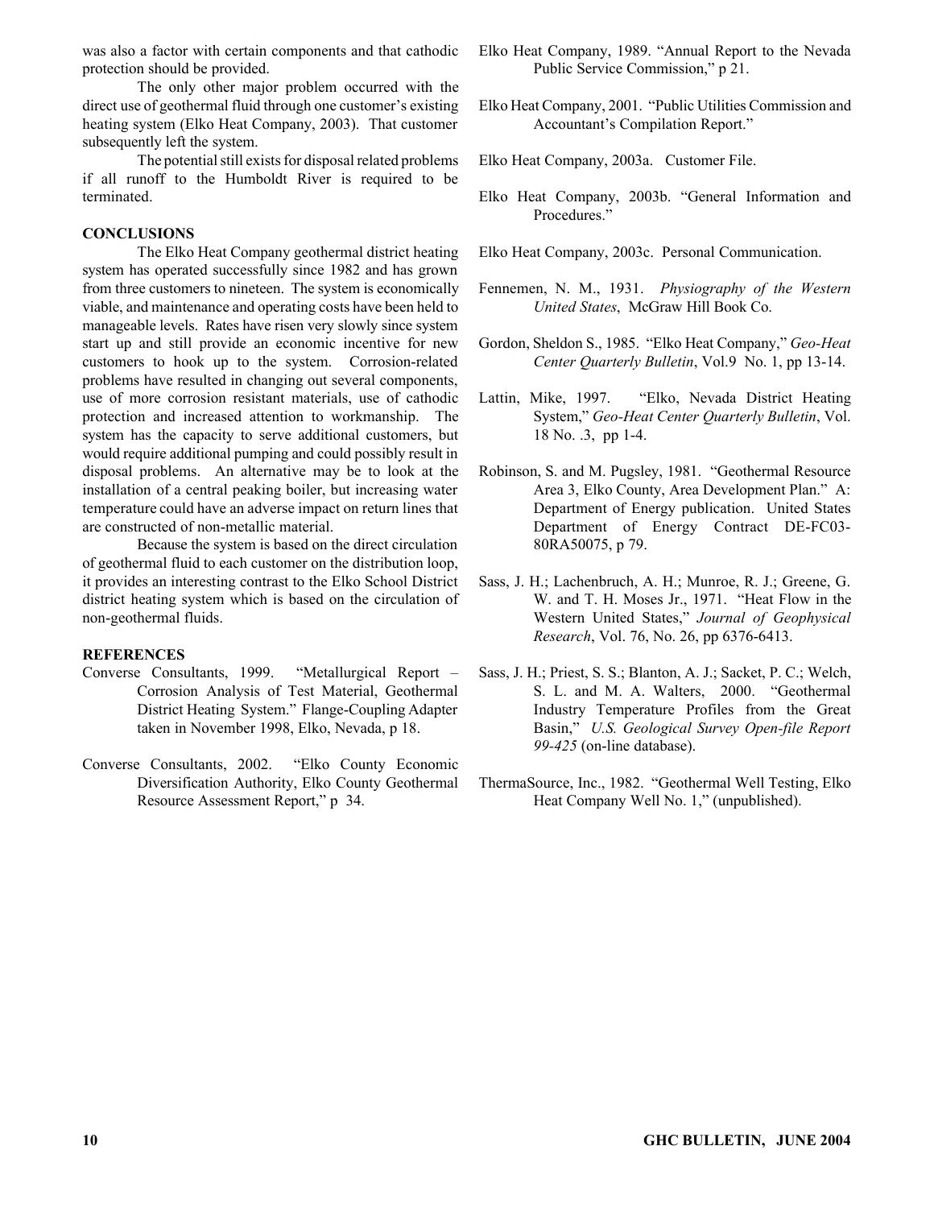was also a factor with certain components and that cathodic protection should be provided.

The only other major problem occurred with the direct use of geothermal fluid through one customer's existing heating system (Elko Heat Company, 2003). That customer subsequently left the system.

The potential still exists for disposal related problems if all runoff to the Humboldt River is required to be terminated.

## CONCLUSIONS

The Elko Heat Company geothermal district heating system has operated successfully since 1982 and has grown from three customers to nineteen. The system is economically viable, and maintenance and operating costs have been held to manageable levels. Rates have risen very slowly since system start up and still provide an economic incentive for new customers to hook up to the system. Corrosion-related problems have resulted in changing out several components, use of more corrosion resistant materials, use of cathodic protection and increased attention to workmanship. The system has the capacity to serve additional customers, but would require additional pumping and could possibly result in disposal problems. An alternative may be to look at the installation of a central peaking boiler, but increasing water temperature could have an adverse impact on return lines that are constructed of non-metallic material.

Because the system is based on the direct circulation of geothermal fluid to each customer on the distribution loop, it provides an interesting contrast to the Elko School District district heating system which is based on the circulation of non-geothermal fluids.

## REFERENCES

Converse Consultants, 1999. "Metallurgical Report – Corrosion Analysis of Test Material, Geothermal District Heating System." Flange-Coupling Adapter taken in November 1998, Elko, Nevada, p 18.

Converse Consultants, 2002. "Elko County Economic Diversification Authority, Elko County Geothermal Resource Assessment Report," p 34.

Elko Heat Company, 1989. "Annual Report to the Nevada Public Service Commission," p 21.

Elko Heat Company, 2001. "Public Utilities Commission and Accountant's Compilation Report."

Elko Heat Company, 2003a. Customer File.

Elko Heat Company, 2003b. "General Information and Procedures."

Elko Heat Company, 2003c. Personal Communication.

Fennemen, N. M., 1931. *Physiography of the Western United States*, McGraw Hill Book Co.

Gordon, Sheldon S., 1985. "Elko Heat Company," *Geo-Heat Center Quarterly Bulletin*, Vol.9 No. 1, pp 13-14.

Lattin, Mike, 1997. "Elko, Nevada District Heating System," *Geo-Heat Center Quarterly Bulletin*, Vol. 18 No. .3, pp 1-4.

Robinson, S. and M. Pugsley, 1981. "Geothermal Resource Area 3, Elko County, Area Development Plan." A: Department of Energy publication. United States Department of Energy Contract DE-FC03-80RA50075, p 79.

Sass, J. H.; Lachenbruch, A. H.; Munroe, R. J.; Greene, G. W. and T. H. Moses Jr., 1971. "Heat Flow in the Western United States," *Journal of Geophysical Research*, Vol. 76, No. 26, pp 6376-6413.

Sass, J. H.; Priest, S. S.; Blanton, A. J.; Sacket, P. C.; Welch, S. L. and M. A. Walters, 2000. "Geothermal Industry Temperature Profiles from the Great Basin," *U.S. Geological Survey Open-file Report 99-425* (on-line database).

ThermaSource, Inc., 1982. "Geothermal Well Testing, Elko Heat Company Well No. 1," (unpublished).